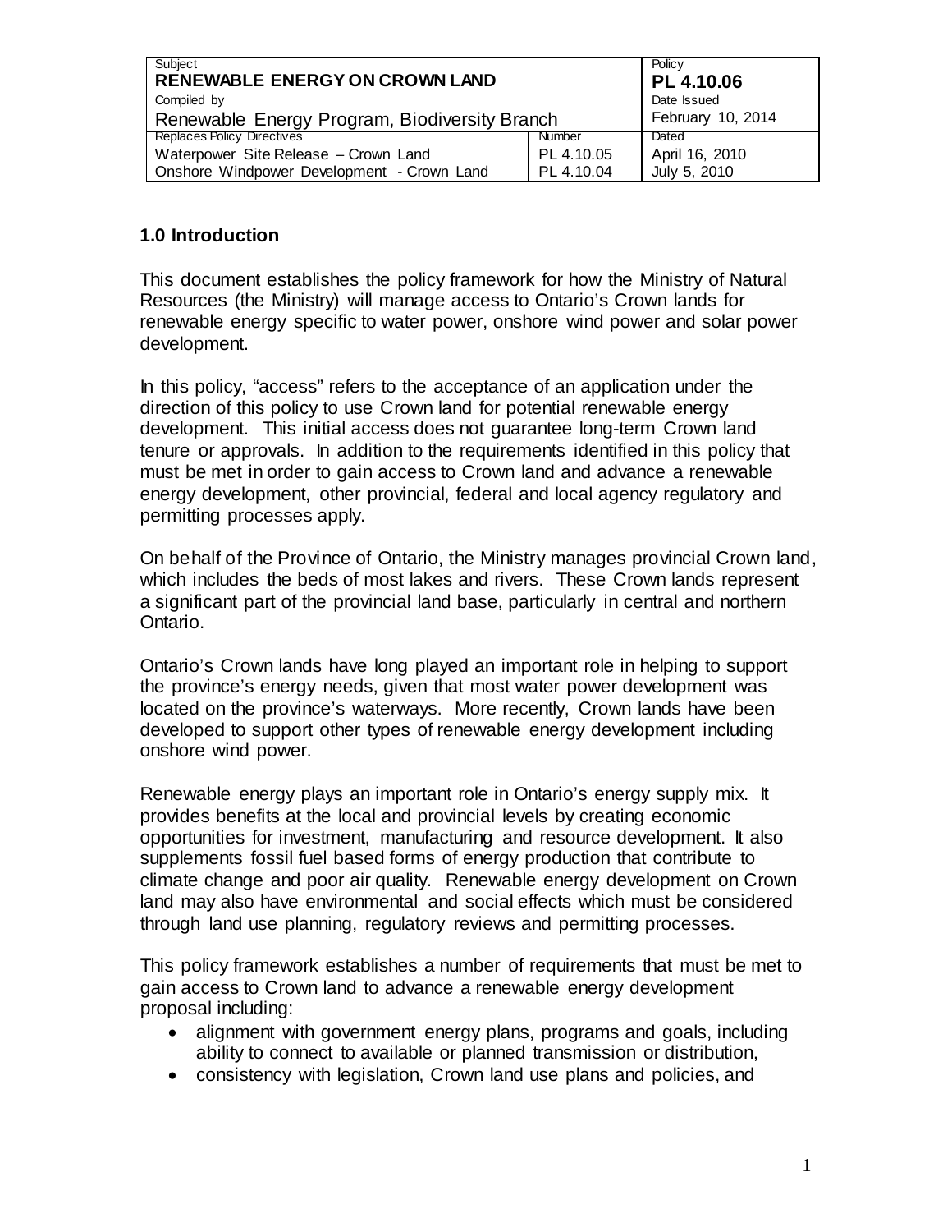| Subject | | Policy |
|---|---|---|
| **RENEWABLE ENERGY ON CROWN LAND** | | **PL 4.10.06** |
| Compiled by | | Date Issued |
| Renewable Energy Program, Biodiversity Branch | | February 10, 2014 |
| Replaces Policy Directives | Number | Dated |
| Waterpower Site Release – Crown Land | PL 4.10.05 | April 16, 2010 |
| Onshore Windpower Development - Crown Land | PL 4.10.04 | July 5, 2010 |

## 1.0 Introduction

This document establishes the policy framework for how the Ministry of Natural Resources (the Ministry) will manage access to Ontario's Crown lands for renewable energy specific to water power, onshore wind power and solar power development.

In this policy, "access" refers to the acceptance of an application under the direction of this policy to use Crown land for potential renewable energy development. This initial access does not guarantee long-term Crown land tenure or approvals. In addition to the requirements identified in this policy that must be met in order to gain access to Crown land and advance a renewable energy development, other provincial, federal and local agency regulatory and permitting processes apply.

On behalf of the Province of Ontario, the Ministry manages provincial Crown land, which includes the beds of most lakes and rivers. These Crown lands represent a significant part of the provincial land base, particularly in central and northern Ontario.

Ontario's Crown lands have long played an important role in helping to support the province's energy needs, given that most water power development was located on the province's waterways. More recently, Crown lands have been developed to support other types of renewable energy development including onshore wind power.

Renewable energy plays an important role in Ontario's energy supply mix. It provides benefits at the local and provincial levels by creating economic opportunities for investment, manufacturing and resource development. It also supplements fossil fuel based forms of energy production that contribute to climate change and poor air quality. Renewable energy development on Crown land may also have environmental and social effects which must be considered through land use planning, regulatory reviews and permitting processes.

This policy framework establishes a number of requirements that must be met to gain access to Crown land to advance a renewable energy development proposal including:

- alignment with government energy plans, programs and goals, including ability to connect to available or planned transmission or distribution,
- consistency with legislation, Crown land use plans and policies, and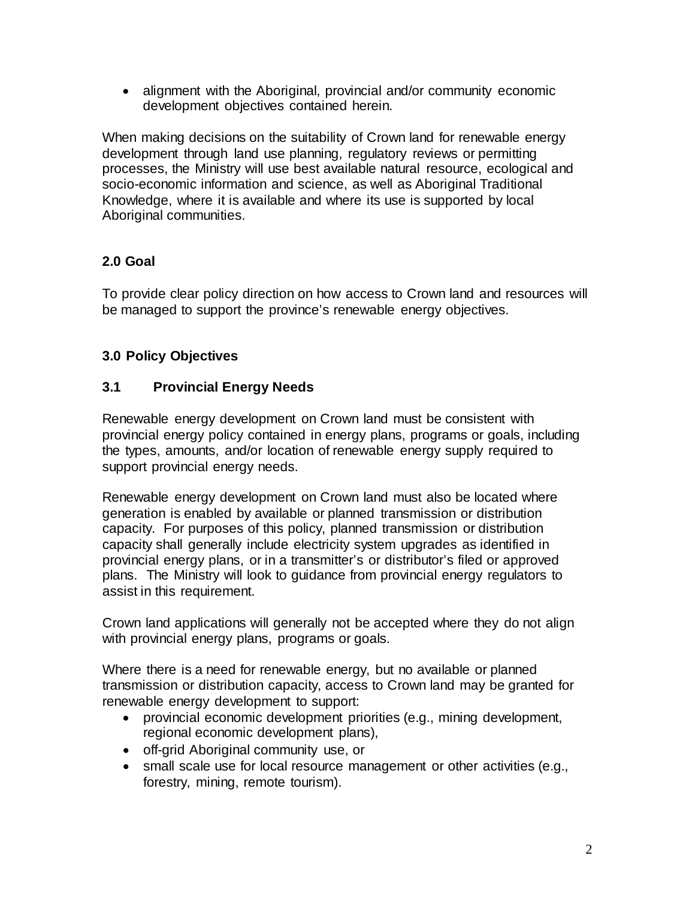- alignment with the Aboriginal, provincial and/or community economic development objectives contained herein.

When making decisions on the suitability of Crown land for renewable energy development through land use planning, regulatory reviews or permitting processes, the Ministry will use best available natural resource, ecological and socio-economic information and science, as well as Aboriginal Traditional Knowledge, where it is available and where its use is supported by local Aboriginal communities.

## 2.0 Goal

To provide clear policy direction on how access to Crown land and resources will be managed to support the province's renewable energy objectives.

## 3.0 Policy Objectives

### 3.1 Provincial Energy Needs

Renewable energy development on Crown land must be consistent with provincial energy policy contained in energy plans, programs or goals, including the types, amounts, and/or location of renewable energy supply required to support provincial energy needs.

Renewable energy development on Crown land must also be located where generation is enabled by available or planned transmission or distribution capacity. For purposes of this policy, planned transmission or distribution capacity shall generally include electricity system upgrades as identified in provincial energy plans, or in a transmitter's or distributor's filed or approved plans. The Ministry will look to guidance from provincial energy regulators to assist in this requirement.

Crown land applications will generally not be accepted where they do not align with provincial energy plans, programs or goals.

Where there is a need for renewable energy, but no available or planned transmission or distribution capacity, access to Crown land may be granted for renewable energy development to support:

- provincial economic development priorities (e.g., mining development, regional economic development plans),
- off-grid Aboriginal community use, or
- small scale use for local resource management or other activities (e.g., forestry, mining, remote tourism).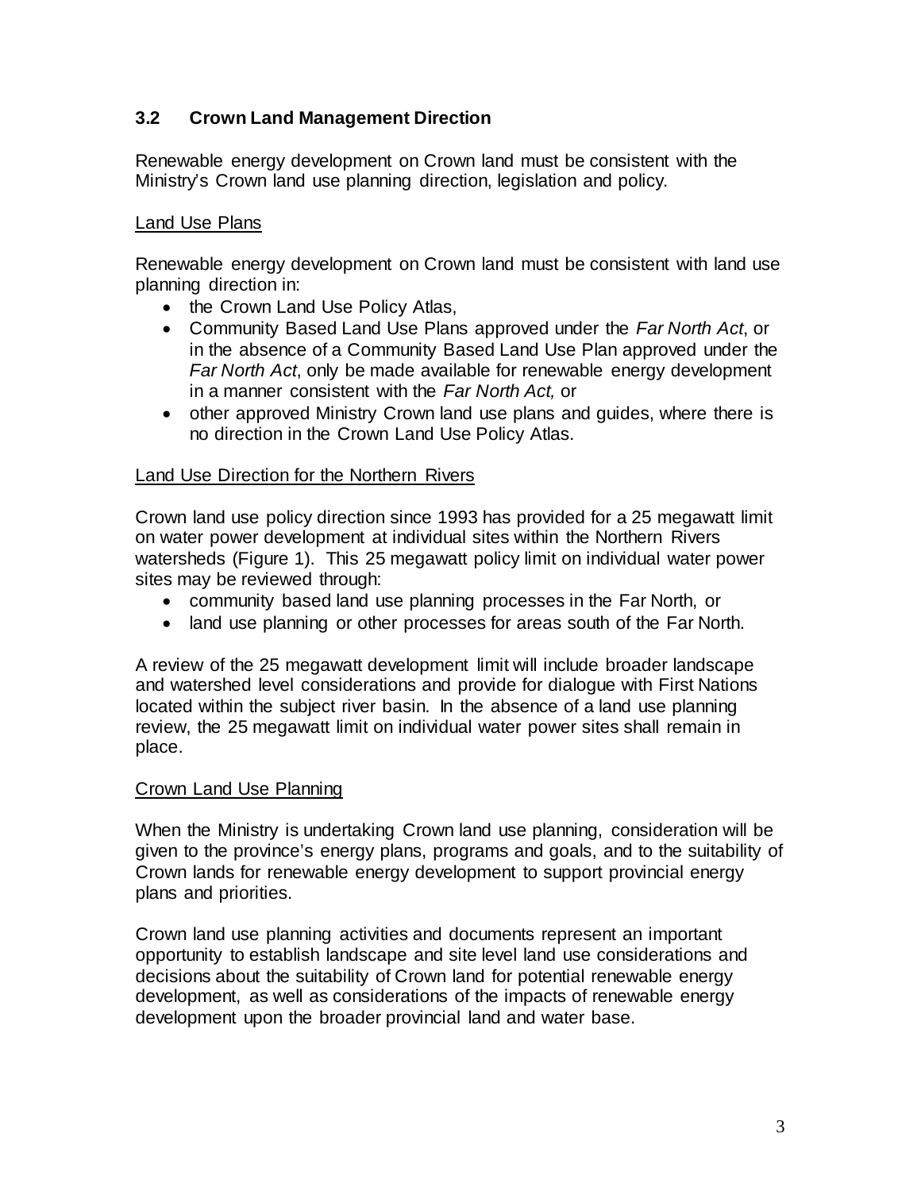## 3.2 Crown Land Management Direction

Renewable energy development on Crown land must be consistent with the Ministry's Crown land use planning direction, legislation and policy.

### Land Use Plans

Renewable energy development on Crown land must be consistent with land use planning direction in:

- the Crown Land Use Policy Atlas,
- Community Based Land Use Plans approved under the *Far North Act*, or in the absence of a Community Based Land Use Plan approved under the *Far North Act*, only be made available for renewable energy development in a manner consistent with the *Far North Act,* or
- other approved Ministry Crown land use plans and guides, where there is no direction in the Crown Land Use Policy Atlas.

### Land Use Direction for the Northern Rivers

Crown land use policy direction since 1993 has provided for a 25 megawatt limit on water power development at individual sites within the Northern Rivers watersheds (Figure 1). This 25 megawatt policy limit on individual water power sites may be reviewed through:

- community based land use planning processes in the Far North, or
- land use planning or other processes for areas south of the Far North.

A review of the 25 megawatt development limit will include broader landscape and watershed level considerations and provide for dialogue with First Nations located within the subject river basin. In the absence of a land use planning review, the 25 megawatt limit on individual water power sites shall remain in place.

### Crown Land Use Planning

When the Ministry is undertaking Crown land use planning, consideration will be given to the province's energy plans, programs and goals, and to the suitability of Crown lands for renewable energy development to support provincial energy plans and priorities.

Crown land use planning activities and documents represent an important opportunity to establish landscape and site level land use considerations and decisions about the suitability of Crown land for potential renewable energy development, as well as considerations of the impacts of renewable energy development upon the broader provincial land and water base.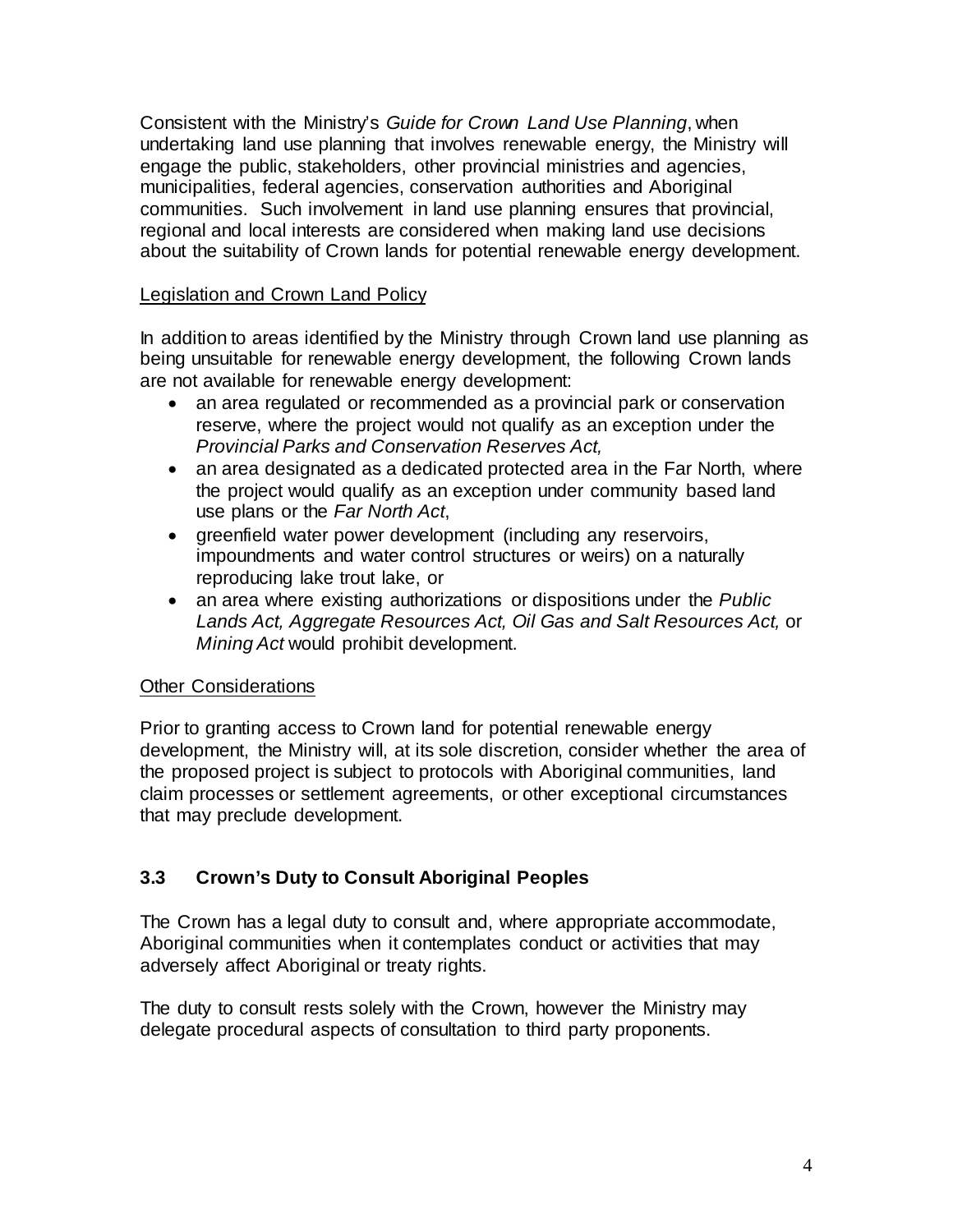Consistent with the Ministry's *Guide for Crown Land Use Planning*, when undertaking land use planning that involves renewable energy, the Ministry will engage the public, stakeholders, other provincial ministries and agencies, municipalities, federal agencies, conservation authorities and Aboriginal communities. Such involvement in land use planning ensures that provincial, regional and local interests are considered when making land use decisions about the suitability of Crown lands for potential renewable energy development.

Legislation and Crown Land Policy

In addition to areas identified by the Ministry through Crown land use planning as being unsuitable for renewable energy development, the following Crown lands are not available for renewable energy development:

- an area regulated or recommended as a provincial park or conservation reserve, where the project would not qualify as an exception under the *Provincial Parks and Conservation Reserves Act,*
- an area designated as a dedicated protected area in the Far North, where the project would qualify as an exception under community based land use plans or the *Far North Act*,
- greenfield water power development (including any reservoirs, impoundments and water control structures or weirs) on a naturally reproducing lake trout lake, or
- an area where existing authorizations or dispositions under the *Public Lands Act, Aggregate Resources Act, Oil Gas and Salt Resources Act,* or *Mining Act* would prohibit development.

Other Considerations

Prior to granting access to Crown land for potential renewable energy development, the Ministry will, at its sole discretion, consider whether the area of the proposed project is subject to protocols with Aboriginal communities, land claim processes or settlement agreements, or other exceptional circumstances that may preclude development.

### 3.3 Crown's Duty to Consult Aboriginal Peoples

The Crown has a legal duty to consult and, where appropriate accommodate, Aboriginal communities when it contemplates conduct or activities that may adversely affect Aboriginal or treaty rights.

The duty to consult rests solely with the Crown, however the Ministry may delegate procedural aspects of consultation to third party proponents.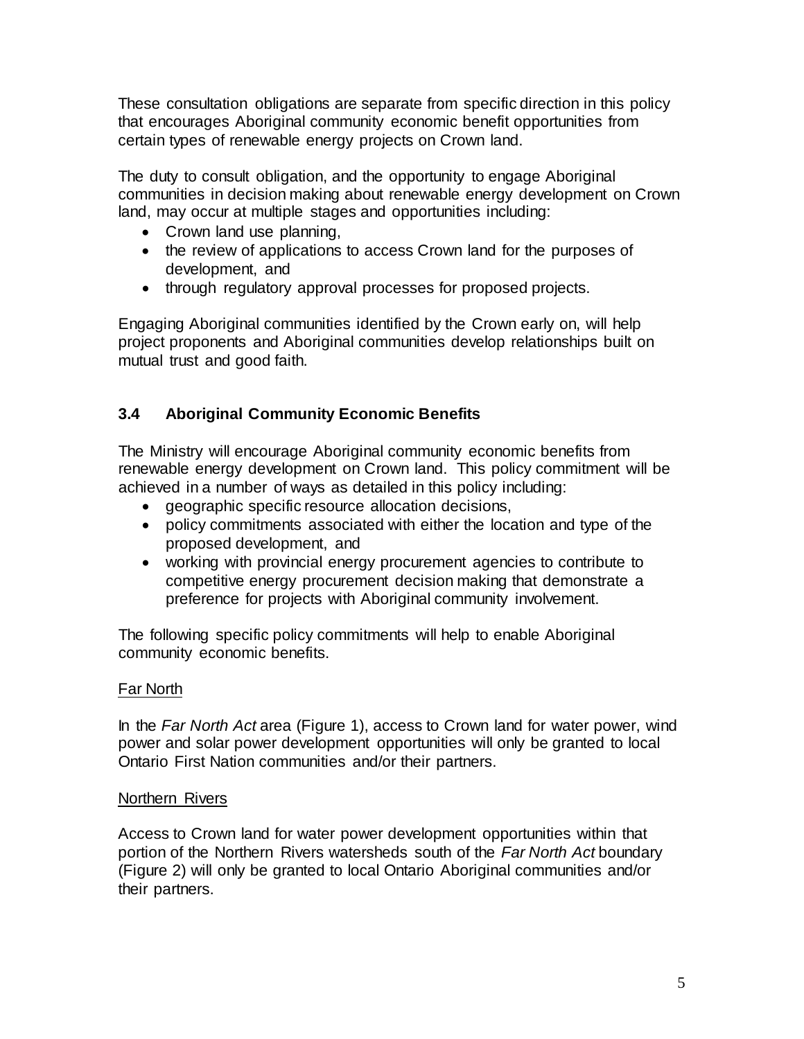These consultation obligations are separate from specific direction in this policy that encourages Aboriginal community economic benefit opportunities from certain types of renewable energy projects on Crown land.

The duty to consult obligation, and the opportunity to engage Aboriginal communities in decision making about renewable energy development on Crown land, may occur at multiple stages and opportunities including:

- Crown land use planning,
- the review of applications to access Crown land for the purposes of development, and
- through regulatory approval processes for proposed projects.

Engaging Aboriginal communities identified by the Crown early on, will help project proponents and Aboriginal communities develop relationships built on mutual trust and good faith.

### 3.4 Aboriginal Community Economic Benefits

The Ministry will encourage Aboriginal community economic benefits from renewable energy development on Crown land. This policy commitment will be achieved in a number of ways as detailed in this policy including:

- geographic specific resource allocation decisions,
- policy commitments associated with either the location and type of the proposed development, and
- working with provincial energy procurement agencies to contribute to competitive energy procurement decision making that demonstrate a preference for projects with Aboriginal community involvement.

The following specific policy commitments will help to enable Aboriginal community economic benefits.

Far North

In the *Far North Act* area (Figure 1), access to Crown land for water power, wind power and solar power development opportunities will only be granted to local Ontario First Nation communities and/or their partners.

Northern Rivers

Access to Crown land for water power development opportunities within that portion of the Northern Rivers watersheds south of the *Far North Act* boundary (Figure 2) will only be granted to local Ontario Aboriginal communities and/or their partners.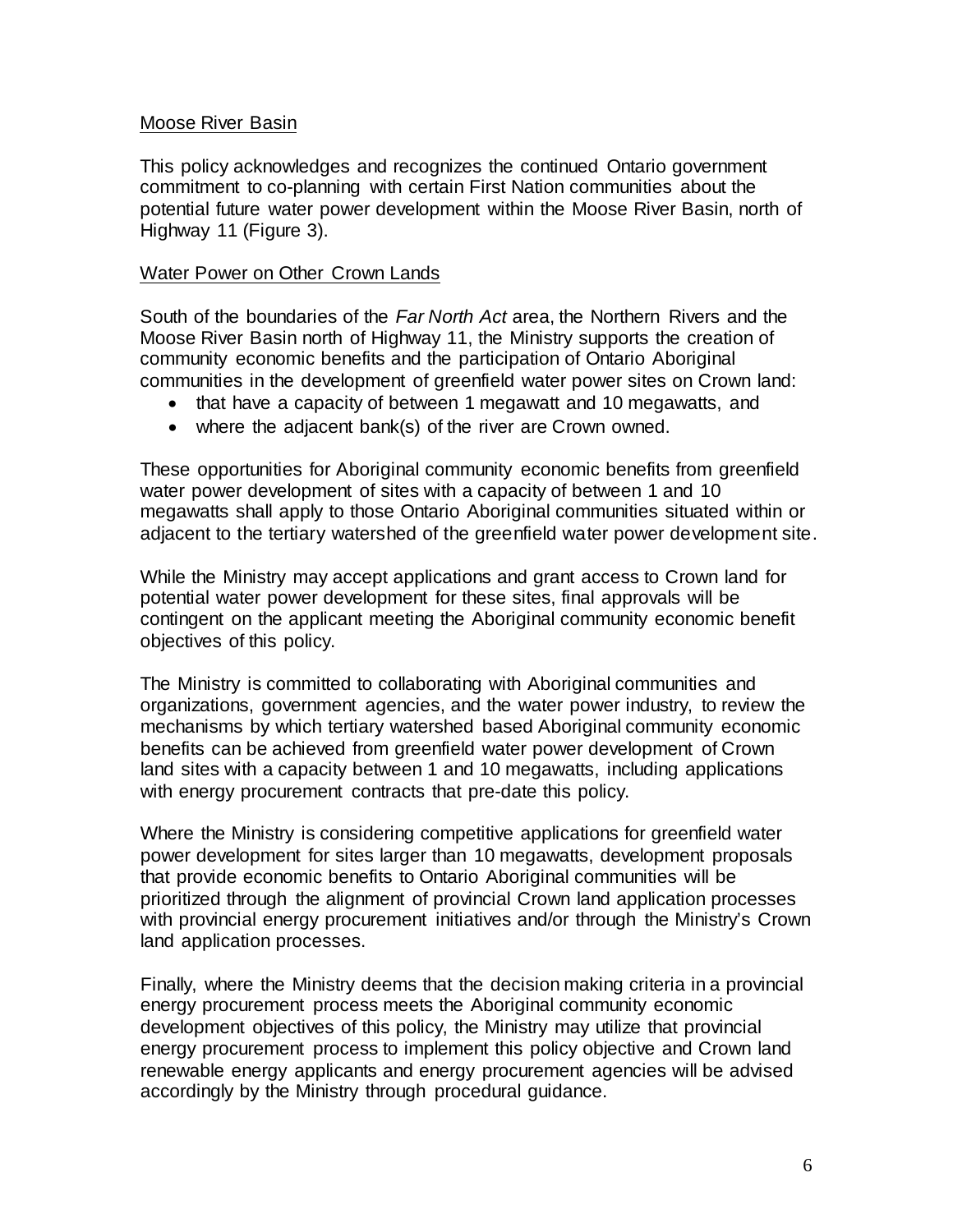## Moose River Basin

This policy acknowledges and recognizes the continued Ontario government commitment to co-planning with certain First Nation communities about the potential future water power development within the Moose River Basin, north of Highway 11 (Figure 3).

## Water Power on Other Crown Lands

South of the boundaries of the *Far North Act* area, the Northern Rivers and the Moose River Basin north of Highway 11, the Ministry supports the creation of community economic benefits and the participation of Ontario Aboriginal communities in the development of greenfield water power sites on Crown land:

- that have a capacity of between 1 megawatt and 10 megawatts, and
- where the adjacent bank(s) of the river are Crown owned.

These opportunities for Aboriginal community economic benefits from greenfield water power development of sites with a capacity of between 1 and 10 megawatts shall apply to those Ontario Aboriginal communities situated within or adjacent to the tertiary watershed of the greenfield water power development site.

While the Ministry may accept applications and grant access to Crown land for potential water power development for these sites, final approvals will be contingent on the applicant meeting the Aboriginal community economic benefit objectives of this policy.

The Ministry is committed to collaborating with Aboriginal communities and organizations, government agencies, and the water power industry, to review the mechanisms by which tertiary watershed based Aboriginal community economic benefits can be achieved from greenfield water power development of Crown land sites with a capacity between 1 and 10 megawatts, including applications with energy procurement contracts that pre-date this policy.

Where the Ministry is considering competitive applications for greenfield water power development for sites larger than 10 megawatts, development proposals that provide economic benefits to Ontario Aboriginal communities will be prioritized through the alignment of provincial Crown land application processes with provincial energy procurement initiatives and/or through the Ministry's Crown land application processes.

Finally, where the Ministry deems that the decision making criteria in a provincial energy procurement process meets the Aboriginal community economic development objectives of this policy, the Ministry may utilize that provincial energy procurement process to implement this policy objective and Crown land renewable energy applicants and energy procurement agencies will be advised accordingly by the Ministry through procedural guidance.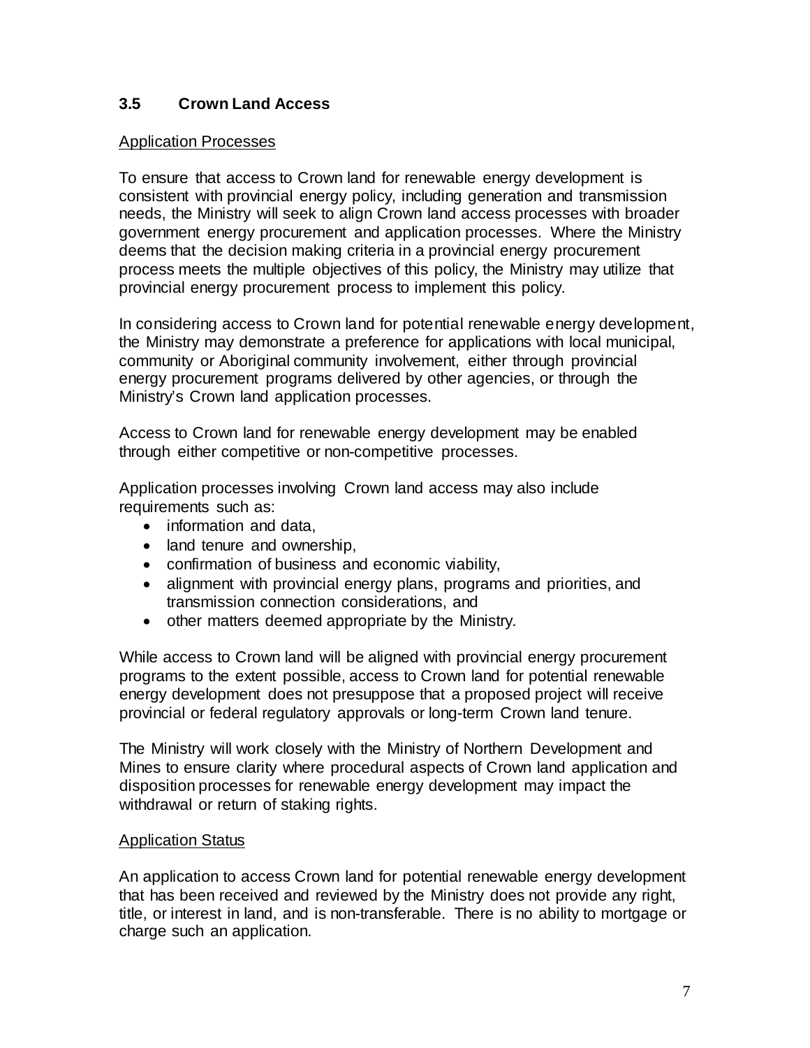### 3.5 Crown Land Access

Application Processes

To ensure that access to Crown land for renewable energy development is consistent with provincial energy policy, including generation and transmission needs, the Ministry will seek to align Crown land access processes with broader government energy procurement and application processes. Where the Ministry deems that the decision making criteria in a provincial energy procurement process meets the multiple objectives of this policy, the Ministry may utilize that provincial energy procurement process to implement this policy.

In considering access to Crown land for potential renewable energy development, the Ministry may demonstrate a preference for applications with local municipal, community or Aboriginal community involvement, either through provincial energy procurement programs delivered by other agencies, or through the Ministry's Crown land application processes.

Access to Crown land for renewable energy development may be enabled through either competitive or non-competitive processes.

Application processes involving Crown land access may also include requirements such as:

- information and data,
- land tenure and ownership,
- confirmation of business and economic viability,
- alignment with provincial energy plans, programs and priorities, and transmission connection considerations, and
- other matters deemed appropriate by the Ministry.

While access to Crown land will be aligned with provincial energy procurement programs to the extent possible, access to Crown land for potential renewable energy development does not presuppose that a proposed project will receive provincial or federal regulatory approvals or long-term Crown land tenure.

The Ministry will work closely with the Ministry of Northern Development and Mines to ensure clarity where procedural aspects of Crown land application and disposition processes for renewable energy development may impact the withdrawal or return of staking rights.

Application Status

An application to access Crown land for potential renewable energy development that has been received and reviewed by the Ministry does not provide any right, title, or interest in land, and is non-transferable. There is no ability to mortgage or charge such an application.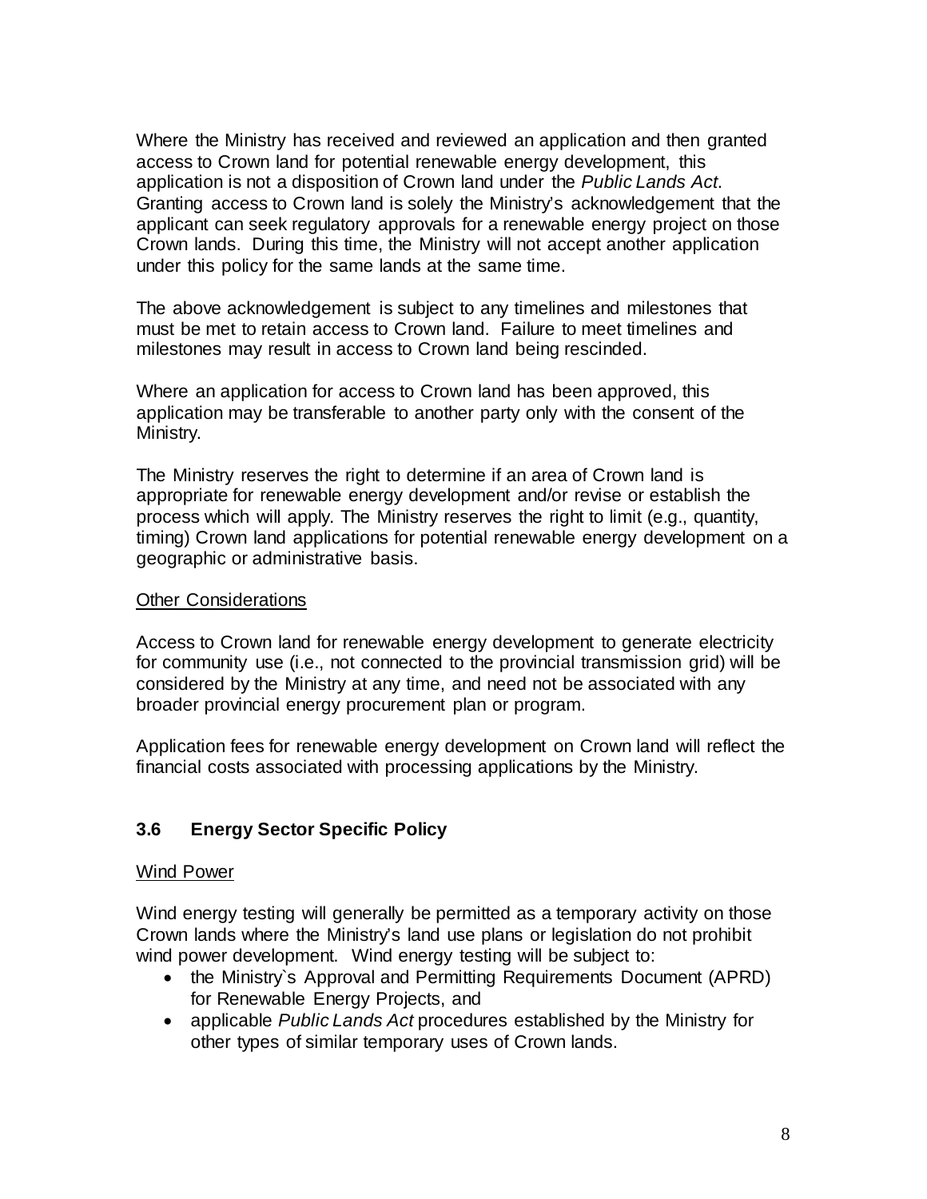Where the Ministry has received and reviewed an application and then granted access to Crown land for potential renewable energy development, this application is not a disposition of Crown land under the *Public Lands Act*. Granting access to Crown land is solely the Ministry's acknowledgement that the applicant can seek regulatory approvals for a renewable energy project on those Crown lands. During this time, the Ministry will not accept another application under this policy for the same lands at the same time.

The above acknowledgement is subject to any timelines and milestones that must be met to retain access to Crown land. Failure to meet timelines and milestones may result in access to Crown land being rescinded.

Where an application for access to Crown land has been approved, this application may be transferable to another party only with the consent of the Ministry.

The Ministry reserves the right to determine if an area of Crown land is appropriate for renewable energy development and/or revise or establish the process which will apply. The Ministry reserves the right to limit (e.g., quantity, timing) Crown land applications for potential renewable energy development on a geographic or administrative basis.

<u>Other Considerations</u>

Access to Crown land for renewable energy development to generate electricity for community use (i.e., not connected to the provincial transmission grid) will be considered by the Ministry at any time, and need not be associated with any broader provincial energy procurement plan or program.

Application fees for renewable energy development on Crown land will reflect the financial costs associated with processing applications by the Ministry.

### 3.6 Energy Sector Specific Policy

<u>Wind Power</u>

Wind energy testing will generally be permitted as a temporary activity on those Crown lands where the Ministry's land use plans or legislation do not prohibit wind power development. Wind energy testing will be subject to:

- the Ministry`s Approval and Permitting Requirements Document (APRD) for Renewable Energy Projects, and
- applicable *Public Lands Act* procedures established by the Ministry for other types of similar temporary uses of Crown lands.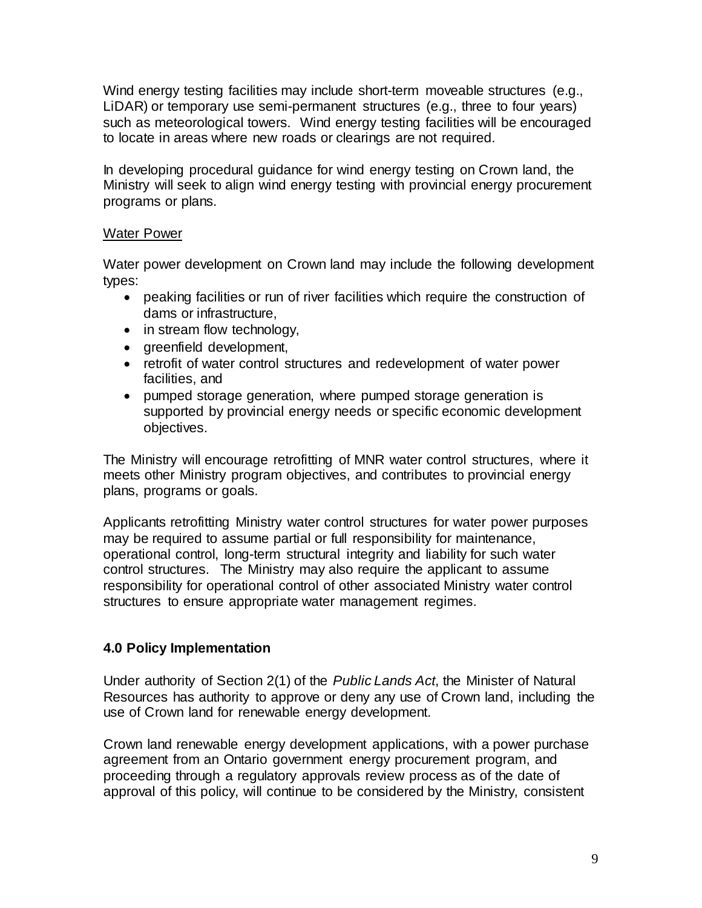Wind energy testing facilities may include short-term moveable structures (e.g., LiDAR) or temporary use semi-permanent structures (e.g., three to four years) such as meteorological towers. Wind energy testing facilities will be encouraged to locate in areas where new roads or clearings are not required.

In developing procedural guidance for wind energy testing on Crown land, the Ministry will seek to align wind energy testing with provincial energy procurement programs or plans.

Water Power

Water power development on Crown land may include the following development types:

- peaking facilities or run of river facilities which require the construction of dams or infrastructure,
- in stream flow technology,
- greenfield development,
- retrofit of water control structures and redevelopment of water power facilities, and
- pumped storage generation, where pumped storage generation is supported by provincial energy needs or specific economic development objectives.

The Ministry will encourage retrofitting of MNR water control structures, where it meets other Ministry program objectives, and contributes to provincial energy plans, programs or goals.

Applicants retrofitting Ministry water control structures for water power purposes may be required to assume partial or full responsibility for maintenance, operational control, long-term structural integrity and liability for such water control structures. The Ministry may also require the applicant to assume responsibility for operational control of other associated Ministry water control structures to ensure appropriate water management regimes.

## 4.0 Policy Implementation

Under authority of Section 2(1) of the *Public Lands Act*, the Minister of Natural Resources has authority to approve or deny any use of Crown land, including the use of Crown land for renewable energy development.

Crown land renewable energy development applications, with a power purchase agreement from an Ontario government energy procurement program, and proceeding through a regulatory approvals review process as of the date of approval of this policy, will continue to be considered by the Ministry, consistent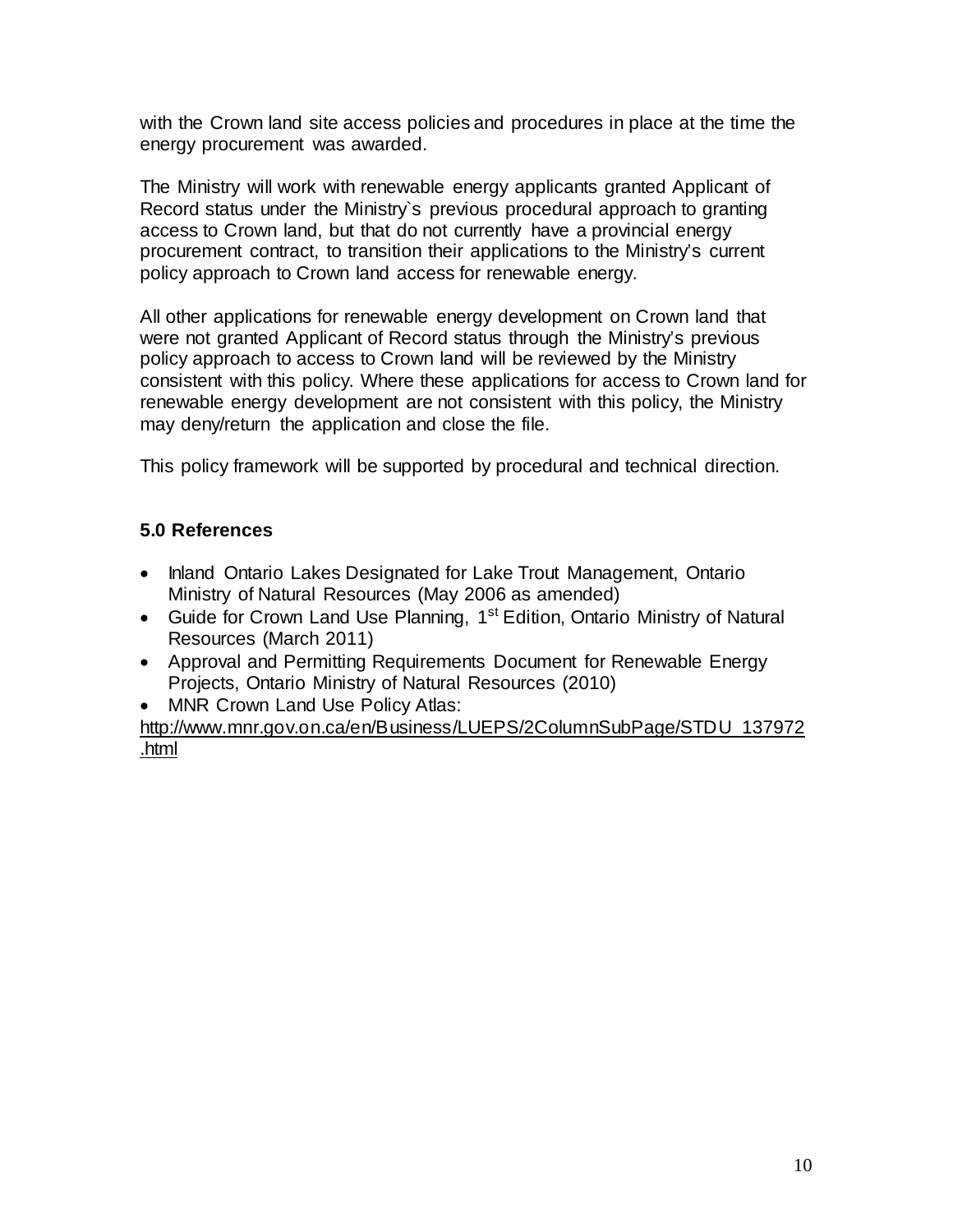with the Crown land site access policies and procedures in place at the time the energy procurement was awarded.

The Ministry will work with renewable energy applicants granted Applicant of Record status under the Ministry`s previous procedural approach to granting access to Crown land, but that do not currently have a provincial energy procurement contract, to transition their applications to the Ministry's current policy approach to Crown land access for renewable energy.

All other applications for renewable energy development on Crown land that were not granted Applicant of Record status through the Ministry's previous policy approach to access to Crown land will be reviewed by the Ministry consistent with this policy. Where these applications for access to Crown land for renewable energy development are not consistent with this policy, the Ministry may deny/return the application and close the file.

This policy framework will be supported by procedural and technical direction.

## 5.0 References

- Inland Ontario Lakes Designated for Lake Trout Management, Ontario Ministry of Natural Resources (May 2006 as amended)
- Guide for Crown Land Use Planning, 1st Edition, Ontario Ministry of Natural Resources (March 2011)
- Approval and Permitting Requirements Document for Renewable Energy Projects, Ontario Ministry of Natural Resources (2010)
- MNR Crown Land Use Policy Atlas:

http://www.mnr.gov.on.ca/en/Business/LUEPS/2ColumnSubPage/STDU_137972.html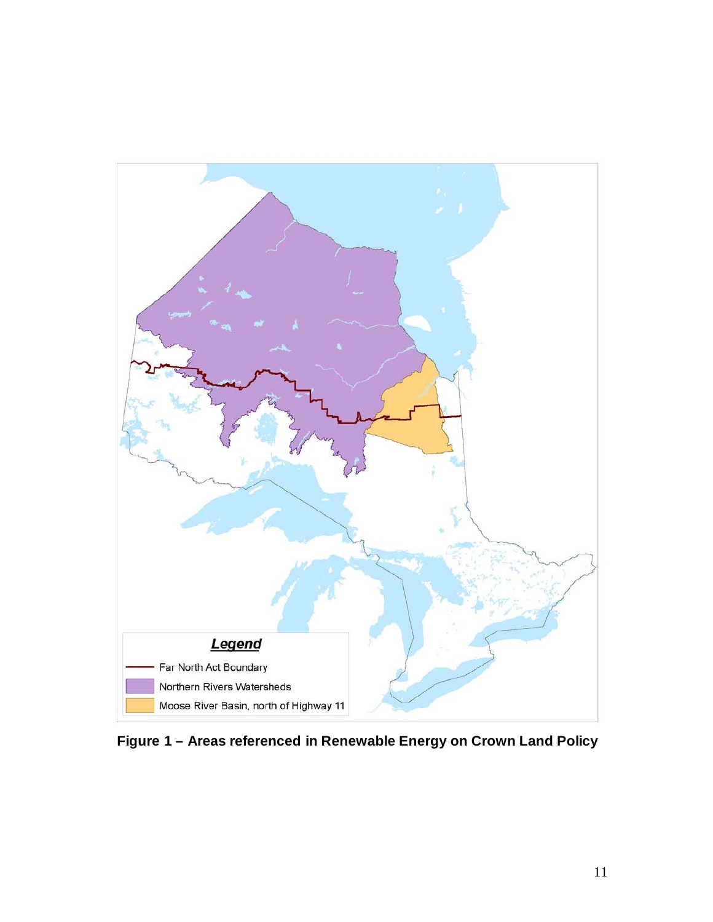Legend

- Far North Act Boundary
- Northern Rivers Watersheds
- Moose River Basin, north of Highway 11

**Figure 1 – Areas referenced in Renewable Energy on Crown Land Policy**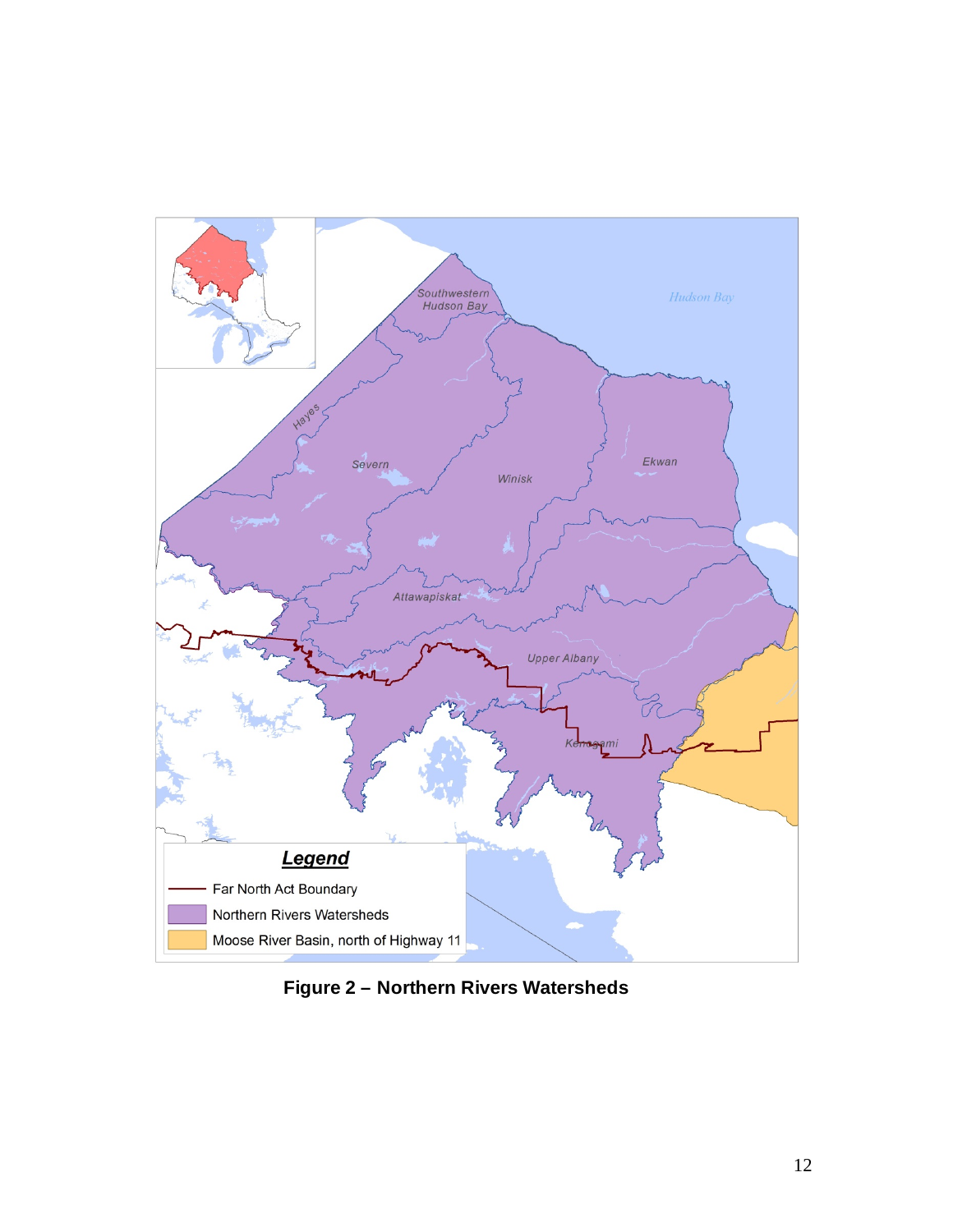**Figure 2 – Northern Rivers Watersheds**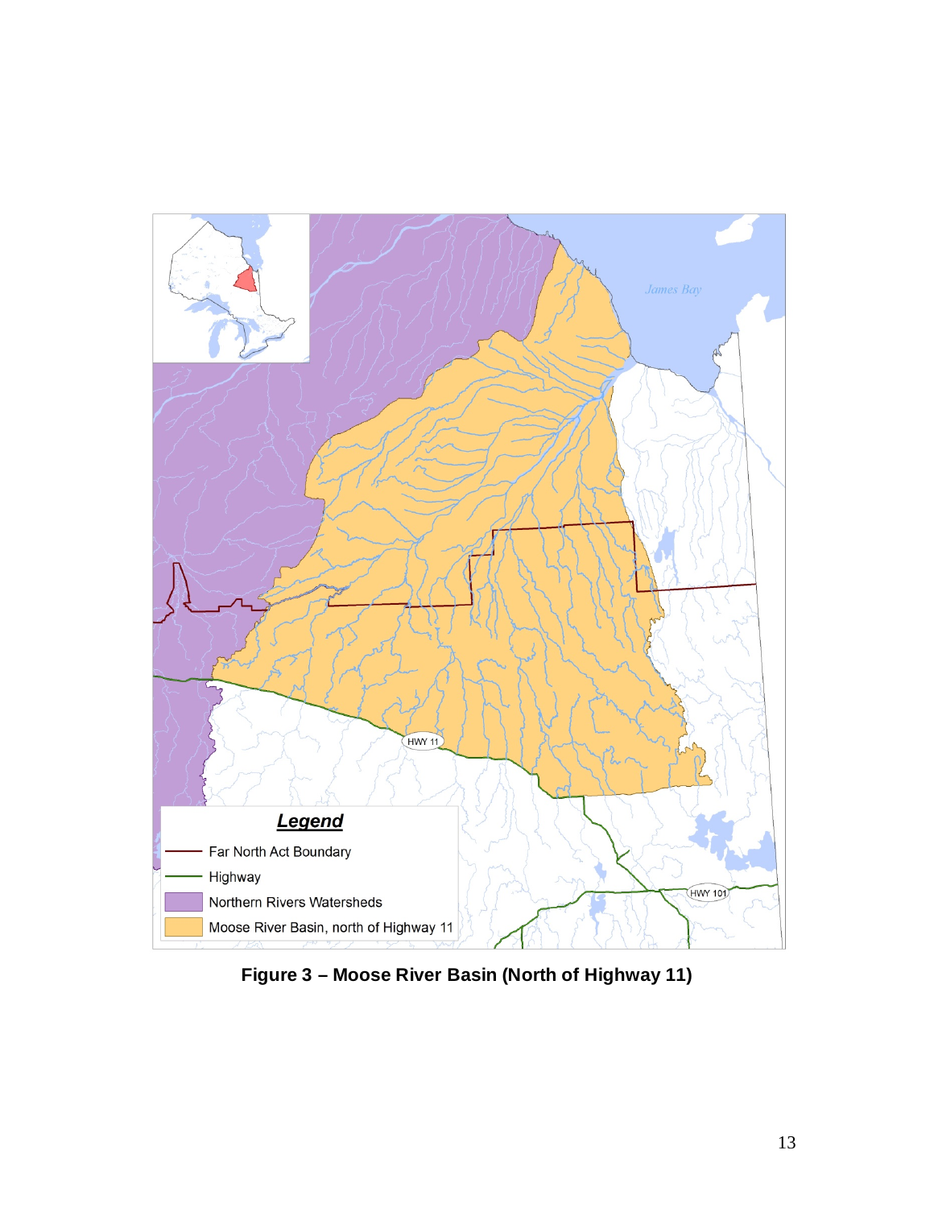James Bay

HWY 11

HWY 101

**Legend**

Far North Act Boundary

Highway

Northern Rivers Watersheds

Moose River Basin, north of Highway 11

**Figure 3 – Moose River Basin (North of Highway 11)**